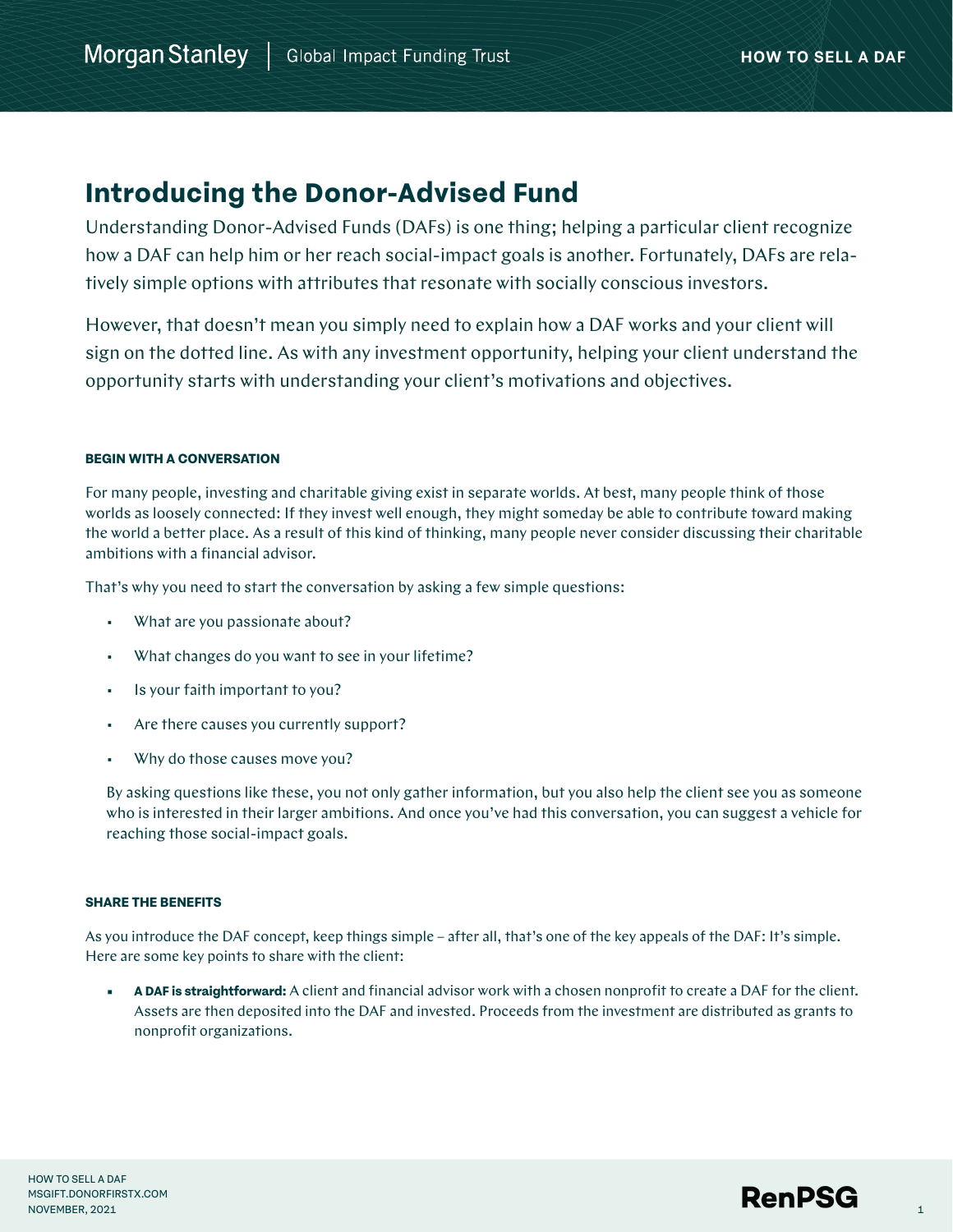# Introducing the Donor-Advised Fund

Understanding Donor-Advised Funds (DAFs) is one thing; helping a particular client recognize how a DAF can help him or her reach social-impact goals is another. Fortunately, DAFs are relatively simple options with attributes that resonate with socially conscious investors.

However, that doesn't mean you simply need to explain how a DAF works and your client will sign on the dotted line. As with any investment opportunity, helping your client understand the opportunity starts with understanding your client's motivations and objectives.

#### BEGIN WITH A CONVERSATION

For many people, investing and charitable giving exist in separate worlds. At best, many people think of those worlds as loosely connected: If they invest well enough, they might someday be able to contribute toward making the world a better place. As a result of this kind of thinking, many people never consider discussing their charitable ambitions with a financial advisor.

That's why you need to start the conversation by asking a few simple questions:

- What are you passionate about?
- What changes do you want to see in your lifetime?
- Is your faith important to you?
- Are there causes you currently support?
- Why do those causes move you?

By asking questions like these, you not only gather information, but you also help the client see you as someone who is interested in their larger ambitions. And once you've had this conversation, you can suggest a vehicle for reaching those social-impact goals.

#### SHARE THE BENEFITS

As you introduce the DAF concept, keep things simple – after all, that's one of the key appeals of the DAF: It's simple. Here are some key points to share with the client:

- **A DAF is straightforward:** A client and financial advisor work with a chosen nonprofit to create a DAF for the client. Assets are then deposited into the DAF and invested. Proceeds from the investment are distributed as grants to nonprofit organizations.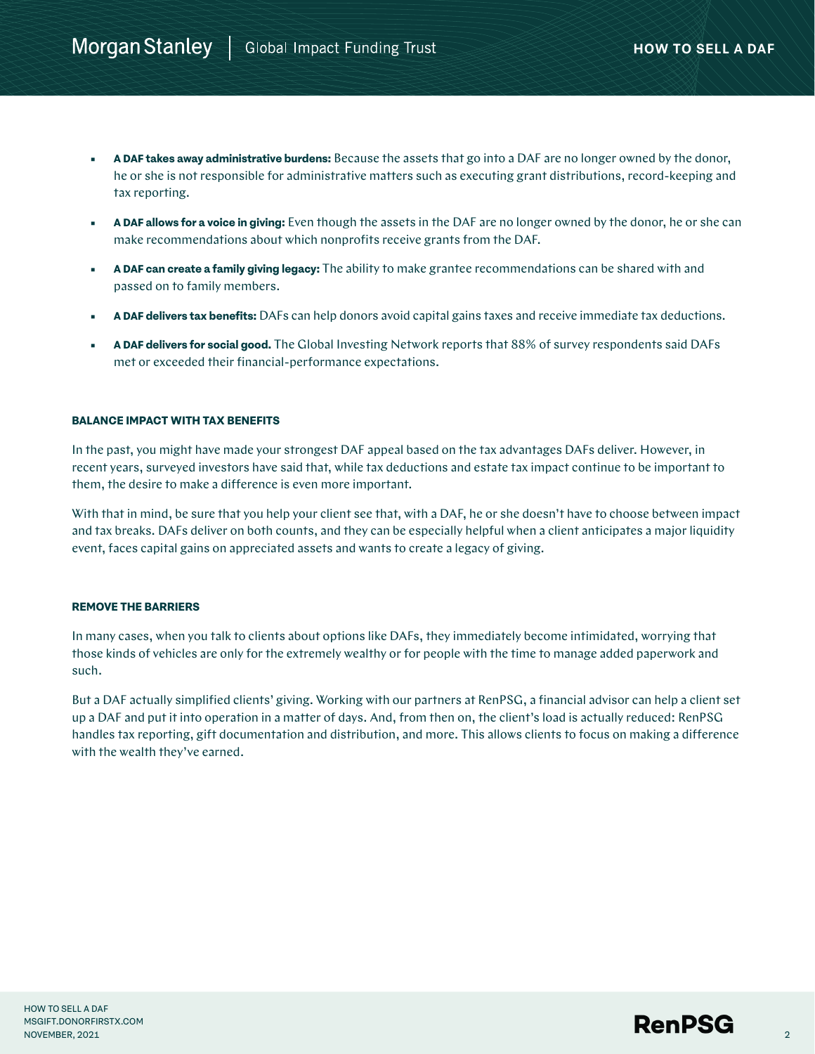- **A DAF takes away administrative burdens:** Because the assets that go into a DAF are no longer owned by the donor, he or she is not responsible for administrative matters such as executing grant distributions, record-keeping and tax reporting.
- **A DAF allows for a voice in giving:** Even though the assets in the DAF are no longer owned by the donor, he or she can make recommendations about which nonprofits receive grants from the DAF.
- **A DAF can create a family giving legacy:** The ability to make grantee recommendations can be shared with and passed on to family members.
- **A DAF delivers tax benefits:** DAFs can help donors avoid capital gains taxes and receive immediate tax deductions.
- **A DAF delivers for social good.** The Global Investing Network reports that 88% of survey respondents said DAFs met or exceeded their financial-performance expectations.

## BALANCE IMPACT WITH TAX BENEFITS

In the past, you might have made your strongest DAF appeal based on the tax advantages DAFs deliver. However, in recent years, surveyed investors have said that, while tax deductions and estate tax impact continue to be important to them, the desire to make a difference is even more important.

With that in mind, be sure that you help your client see that, with a DAF, he or she doesn't have to choose between impact and tax breaks. DAFs deliver on both counts, and they can be especially helpful when a client anticipates a major liquidity event, faces capital gains on appreciated assets and wants to create a legacy of giving.

## REMOVE THE BARRIERS

In many cases, when you talk to clients about options like DAFs, they immediately become intimidated, worrying that those kinds of vehicles are only for the extremely wealthy or for people with the time to manage added paperwork and such.

But a DAF actually simplified clients' giving. Working with our partners at RenPSG, a financial advisor can help a client set up a DAF and put it into operation in a matter of days. And, from then on, the client's load is actually reduced: RenPSG handles tax reporting, gift documentation and distribution, and more. This allows clients to focus on making a difference with the wealth they've earned.